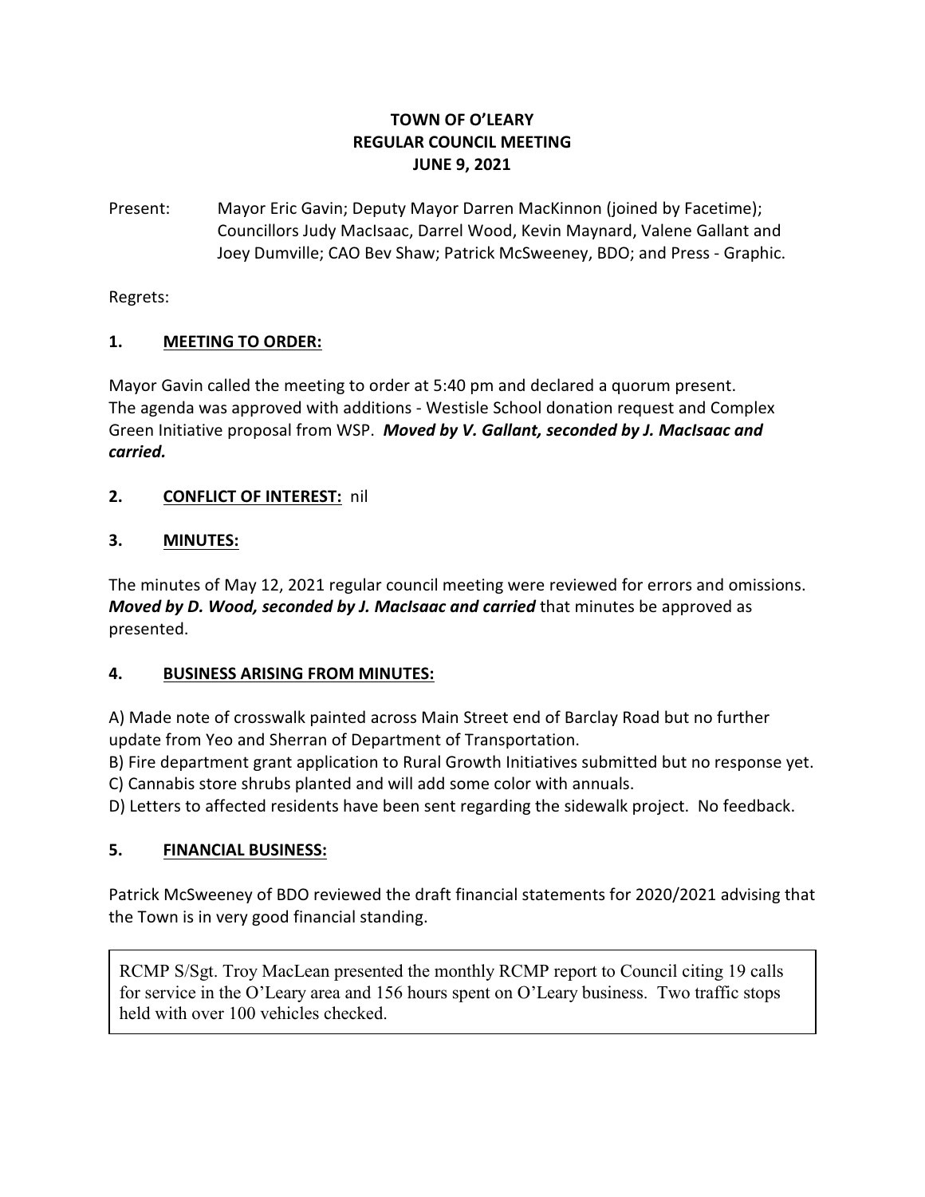# TOWN OF O'LEARY
## REGULAR COUNCIL MEETING
## JUNE 9, 2021

Present: Mayor Eric Gavin; Deputy Mayor Darren MacKinnon (joined by Facetime); Councillors Judy MacIsaac, Darrel Wood, Kevin Maynard, Valene Gallant and Joey Dumville; CAO Bev Shaw; Patrick McSweeney, BDO; and Press - Graphic.

Regrets:

### 1. MEETING TO ORDER:

Mayor Gavin called the meeting to order at 5:40 pm and declared a quorum present. The agenda was approved with additions - Westisle School donation request and Complex Green Initiative proposal from WSP. ***Moved by V. Gallant, seconded by J. MacIsaac and carried.***

### 2. CONFLICT OF INTEREST: nil

### 3. MINUTES:

The minutes of May 12, 2021 regular council meeting were reviewed for errors and omissions. ***Moved by D. Wood, seconded by J. MacIsaac and carried*** that minutes be approved as presented.

### 4. BUSINESS ARISING FROM MINUTES:

A) Made note of crosswalk painted across Main Street end of Barclay Road but no further update from Yeo and Sherran of Department of Transportation.
B) Fire department grant application to Rural Growth Initiatives submitted but no response yet.
C) Cannabis store shrubs planted and will add some color with annuals.
D) Letters to affected residents have been sent regarding the sidewalk project. No feedback.

### 5. FINANCIAL BUSINESS:

Patrick McSweeney of BDO reviewed the draft financial statements for 2020/2021 advising that the Town is in very good financial standing.

RCMP S/Sgt. Troy MacLean presented the monthly RCMP report to Council citing 19 calls for service in the O'Leary area and 156 hours spent on O'Leary business. Two traffic stops held with over 100 vehicles checked.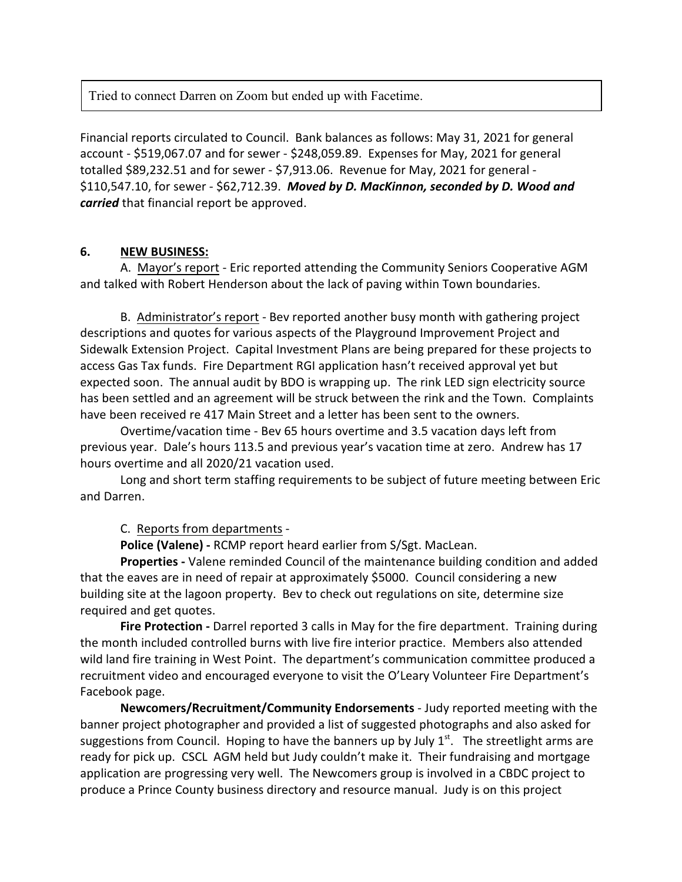Tried to connect Darren on Zoom but ended up with Facetime.

Financial reports circulated to Council. Bank balances as follows: May 31, 2021 for general account - $519,067.07 and for sewer - $248,059.89. Expenses for May, 2021 for general totalled $89,232.51 and for sewer - $7,913.06. Revenue for May, 2021 for general - $110,547.10, for sewer - $62,712.39. ***Moved by D. MacKinnon, seconded by D. Wood and carried*** that financial report be approved.

**6. NEW BUSINESS:**

A. Mayor's report - Eric reported attending the Community Seniors Cooperative AGM and talked with Robert Henderson about the lack of paving within Town boundaries.

B. Administrator's report - Bev reported another busy month with gathering project descriptions and quotes for various aspects of the Playground Improvement Project and Sidewalk Extension Project. Capital Investment Plans are being prepared for these projects to access Gas Tax funds. Fire Department RGI application hasn't received approval yet but expected soon. The annual audit by BDO is wrapping up. The rink LED sign electricity source has been settled and an agreement will be struck between the rink and the Town. Complaints have been received re 417 Main Street and a letter has been sent to the owners.

Overtime/vacation time - Bev 65 hours overtime and 3.5 vacation days left from previous year. Dale's hours 113.5 and previous year's vacation time at zero. Andrew has 17 hours overtime and all 2020/21 vacation used.

Long and short term staffing requirements to be subject of future meeting between Eric and Darren.

C. Reports from departments -

**Police (Valene) -** RCMP report heard earlier from S/Sgt. MacLean.

**Properties -** Valene reminded Council of the maintenance building condition and added that the eaves are in need of repair at approximately $5000. Council considering a new building site at the lagoon property. Bev to check out regulations on site, determine size required and get quotes.

**Fire Protection -** Darrel reported 3 calls in May for the fire department. Training during the month included controlled burns with live fire interior practice. Members also attended wild land fire training in West Point. The department's communication committee produced a recruitment video and encouraged everyone to visit the O'Leary Volunteer Fire Department's Facebook page.

**Newcomers/Recruitment/Community Endorsements** - Judy reported meeting with the banner project photographer and provided a list of suggested photographs and also asked for suggestions from Council. Hoping to have the banners up by July 1st. The streetlight arms are ready for pick up. CSCL AGM held but Judy couldn't make it. Their fundraising and mortgage application are progressing very well. The Newcomers group is involved in a CBDC project to produce a Prince County business directory and resource manual. Judy is on this project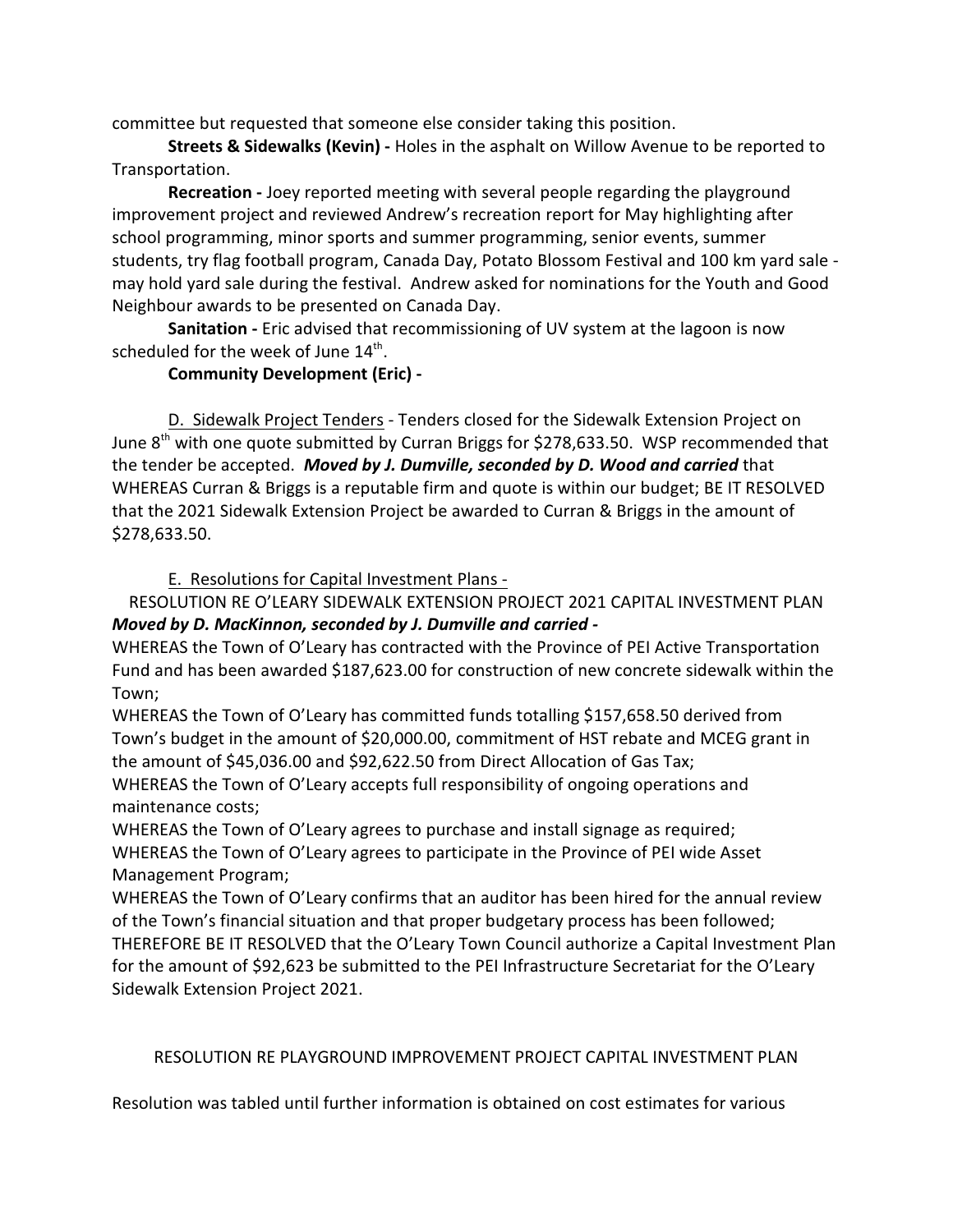committee but requested that someone else consider taking this position.

**Streets & Sidewalks (Kevin) -** Holes in the asphalt on Willow Avenue to be reported to Transportation.

**Recreation -** Joey reported meeting with several people regarding the playground improvement project and reviewed Andrew's recreation report for May highlighting after school programming, minor sports and summer programming, senior events, summer students, try flag football program, Canada Day, Potato Blossom Festival and 100 km yard sale - may hold yard sale during the festival. Andrew asked for nominations for the Youth and Good Neighbour awards to be presented on Canada Day.

**Sanitation -** Eric advised that recommissioning of UV system at the lagoon is now scheduled for the week of June 14th.

**Community Development (Eric) -**

D. Sidewalk Project Tenders - Tenders closed for the Sidewalk Extension Project on June 8th with one quote submitted by Curran Briggs for $278,633.50. WSP recommended that the tender be accepted. ***Moved by J. Dumville, seconded by D. Wood and carried*** that WHEREAS Curran & Briggs is a reputable firm and quote is within our budget; BE IT RESOLVED that the 2021 Sidewalk Extension Project be awarded to Curran & Briggs in the amount of $278,633.50.

E. Resolutions for Capital Investment Plans -

RESOLUTION RE O'LEARY SIDEWALK EXTENSION PROJECT 2021 CAPITAL INVESTMENT PLAN
***Moved by D. MacKinnon, seconded by J. Dumville and carried -***

WHEREAS the Town of O'Leary has contracted with the Province of PEI Active Transportation Fund and has been awarded $187,623.00 for construction of new concrete sidewalk within the Town;

WHEREAS the Town of O'Leary has committed funds totalling $157,658.50 derived from Town's budget in the amount of $20,000.00, commitment of HST rebate and MCEG grant in the amount of $45,036.00 and $92,622.50 from Direct Allocation of Gas Tax;

WHEREAS the Town of O'Leary accepts full responsibility of ongoing operations and maintenance costs;

WHEREAS the Town of O'Leary agrees to purchase and install signage as required;

WHEREAS the Town of O'Leary agrees to participate in the Province of PEI wide Asset Management Program;

WHEREAS the Town of O'Leary confirms that an auditor has been hired for the annual review of the Town's financial situation and that proper budgetary process has been followed;

THEREFORE BE IT RESOLVED that the O'Leary Town Council authorize a Capital Investment Plan for the amount of $92,623 be submitted to the PEI Infrastructure Secretariat for the O'Leary Sidewalk Extension Project 2021.

RESOLUTION RE PLAYGROUND IMPROVEMENT PROJECT CAPITAL INVESTMENT PLAN

Resolution was tabled until further information is obtained on cost estimates for various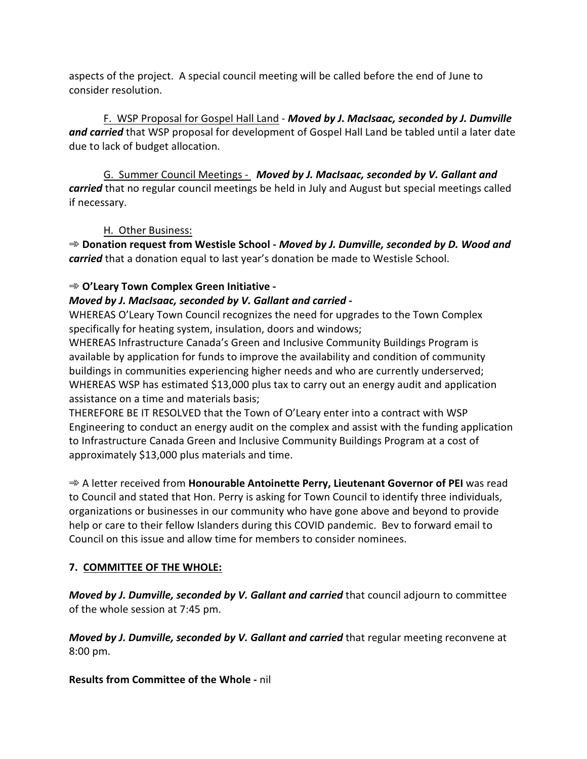aspects of the project. A special council meeting will be called before the end of June to consider resolution.

F. <u>WSP Proposal for Gospel Hall Land</u> - ***Moved by J. MacIsaac, seconded by J. Dumville and carried*** that WSP proposal for development of Gospel Hall Land be tabled until a later date due to lack of budget allocation.

G. <u>Summer Council Meetings -</u> ***Moved by J. MacIsaac, seconded by V. Gallant and carried*** that no regular council meetings be held in July and August but special meetings called if necessary.

H. <u>Other Business:</u>

⇛ **Donation request from Westisle School -** ***Moved by J. Dumville, seconded by D. Wood and carried*** that a donation equal to last year's donation be made to Westisle School.

⇛ **O'Leary Town Complex Green Initiative -**

***Moved by J. MacIsaac, seconded by V. Gallant and carried -***

WHEREAS O'Leary Town Council recognizes the need for upgrades to the Town Complex specifically for heating system, insulation, doors and windows;

WHEREAS Infrastructure Canada's Green and Inclusive Community Buildings Program is available by application for funds to improve the availability and condition of community buildings in communities experiencing higher needs and who are currently underserved;

WHEREAS WSP has estimated $13,000 plus tax to carry out an energy audit and application assistance on a time and materials basis;

THEREFORE BE IT RESOLVED that the Town of O'Leary enter into a contract with WSP Engineering to conduct an energy audit on the complex and assist with the funding application to Infrastructure Canada Green and Inclusive Community Buildings Program at a cost of approximately $13,000 plus materials and time.

⇛ A letter received from **Honourable Antoinette Perry, Lieutenant Governor of PEI** was read to Council and stated that Hon. Perry is asking for Town Council to identify three individuals, organizations or businesses in our community who have gone above and beyond to provide help or care to their fellow Islanders during this COVID pandemic. Bev to forward email to Council on this issue and allow time for members to consider nominees.

## 7. <u>COMMITTEE OF THE WHOLE:</u>

***Moved by J. Dumville, seconded by V. Gallant and carried*** that council adjourn to committee of the whole session at 7:45 pm.

***Moved by J. Dumville, seconded by V. Gallant and carried*** that regular meeting reconvene at 8:00 pm.

**Results from Committee of the Whole -** nil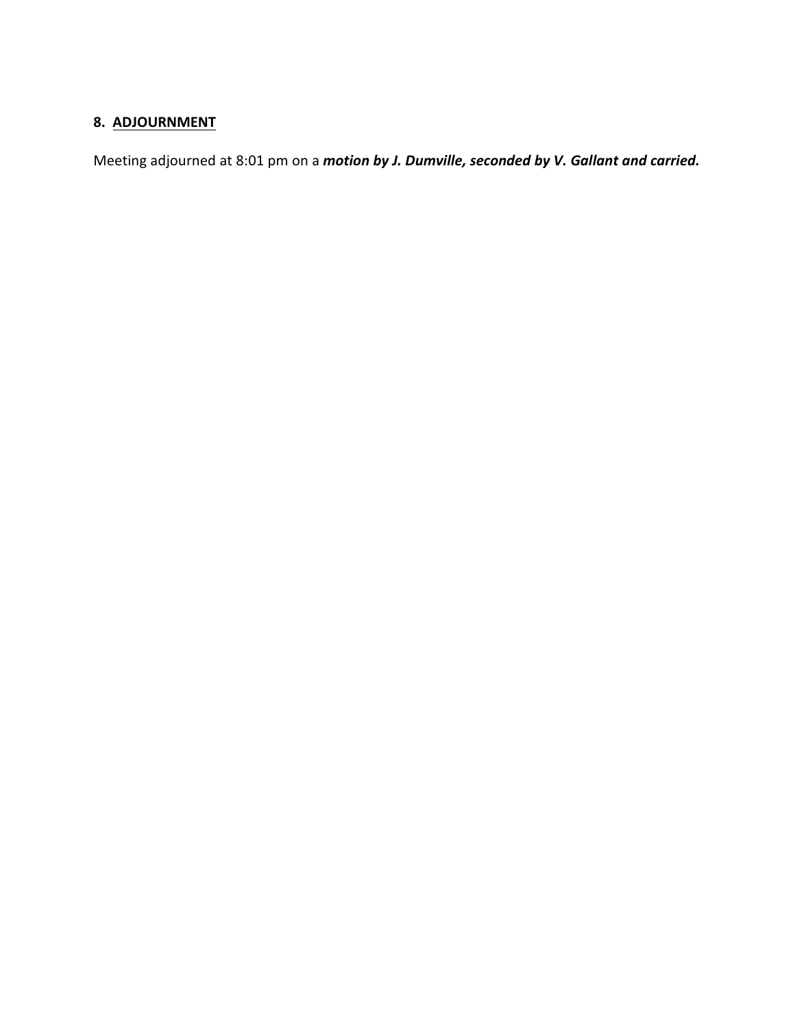## 8. ADJOURNMENT

Meeting adjourned at 8:01 pm on a ***motion by J. Dumville, seconded by V. Gallant and carried.***